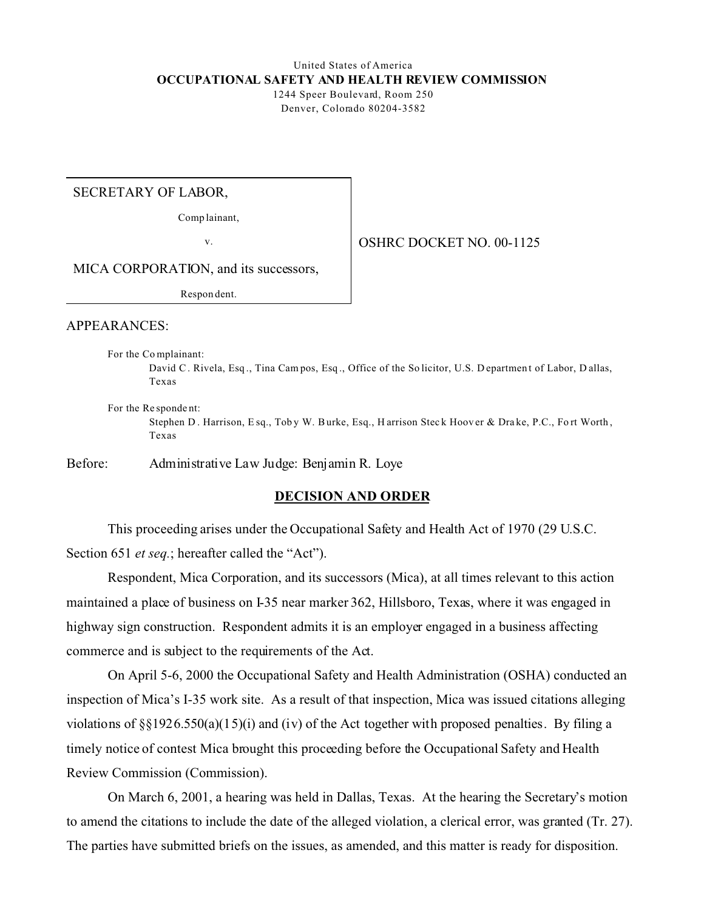United States of America

**OCCUPATIONAL SAFETY AND HEALTH REVIEW COMMISSION**

1244 Speer Boulevard, Room 250
Denver, Colorado 80204-3582

| | |
|---|---|
| SECRETARY OF LABOR,<br>Complainant,<br>v.<br>MICA CORPORATION, and its successors,<br>Respondent. | OSHRC DOCKET NO. 00-1125 |

APPEARANCES:

For the Complainant:
David C. Rivela, Esq., Tina Campos, Esq., Office of the Solicitor, U.S. Department of Labor, Dallas, Texas

For the Respondent:
Stephen D. Harrison, Esq., Toby W. Burke, Esq., Harrison Steck Hoover & Drake, P.C., Fort Worth, Texas

Before: Administrative Law Judge: Benjamin R. Loye

## DECISION AND ORDER

This proceeding arises under the Occupational Safety and Health Act of 1970 (29 U.S.C. Section 651 *et seq.*; hereafter called the "Act").

Respondent, Mica Corporation, and its successors (Mica), at all times relevant to this action maintained a place of business on I-35 near marker 362, Hillsboro, Texas, where it was engaged in highway sign construction. Respondent admits it is an employer engaged in a business affecting commerce and is subject to the requirements of the Act.

On April 5-6, 2000 the Occupational Safety and Health Administration (OSHA) conducted an inspection of Mica's I-35 work site. As a result of that inspection, Mica was issued citations alleging violations of §§1926.550(a)(15)(i) and (iv) of the Act together with proposed penalties. By filing a timely notice of contest Mica brought this proceeding before the Occupational Safety and Health Review Commission (Commission).

On March 6, 2001, a hearing was held in Dallas, Texas. At the hearing the Secretary's motion to amend the citations to include the date of the alleged violation, a clerical error, was granted (Tr. 27). The parties have submitted briefs on the issues, as amended, and this matter is ready for disposition.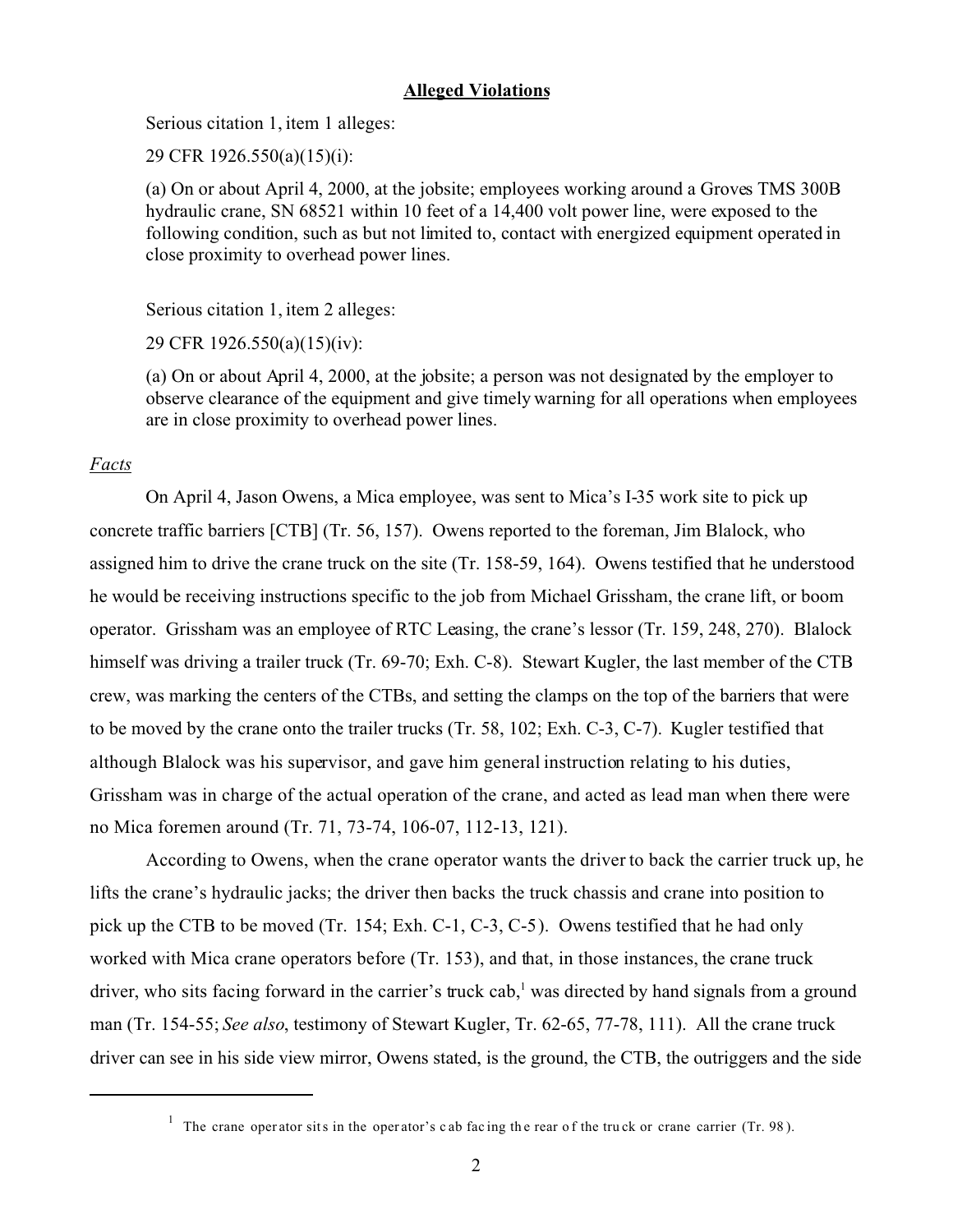## Alleged Violations

Serious citation 1, item 1 alleges:

29 CFR 1926.550(a)(15)(i):

(a) On or about April 4, 2000, at the jobsite; employees working around a Groves TMS 300B hydraulic crane, SN 68521 within 10 feet of a 14,400 volt power line, were exposed to the following condition, such as but not limited to, contact with energized equipment operated in close proximity to overhead power lines.

Serious citation 1, item 2 alleges:

29 CFR 1926.550(a)(15)(iv):

(a) On or about April 4, 2000, at the jobsite; a person was not designated by the employer to observe clearance of the equipment and give timely warning for all operations when employees are in close proximity to overhead power lines.

*Facts*

On April 4, Jason Owens, a Mica employee, was sent to Mica's I-35 work site to pick up concrete traffic barriers [CTB] (Tr. 56, 157). Owens reported to the foreman, Jim Blalock, who assigned him to drive the crane truck on the site (Tr. 158-59, 164). Owens testified that he understood he would be receiving instructions specific to the job from Michael Grissham, the crane lift, or boom operator. Grissham was an employee of RTC Leasing, the crane's lessor (Tr. 159, 248, 270). Blalock himself was driving a trailer truck (Tr. 69-70; Exh. C-8). Stewart Kugler, the last member of the CTB crew, was marking the centers of the CTBs, and setting the clamps on the top of the barriers that were to be moved by the crane onto the trailer trucks (Tr. 58, 102; Exh. C-3, C-7). Kugler testified that although Blalock was his supervisor, and gave him general instruction relating to his duties, Grissham was in charge of the actual operation of the crane, and acted as lead man when there were no Mica foremen around (Tr. 71, 73-74, 106-07, 112-13, 121).

According to Owens, when the crane operator wants the driver to back the carrier truck up, he lifts the crane's hydraulic jacks; the driver then backs the truck chassis and crane into position to pick up the CTB to be moved (Tr. 154; Exh. C-1, C-3, C-5). Owens testified that he had only worked with Mica crane operators before (Tr. 153), and that, in those instances, the crane truck driver, who sits facing forward in the carrier's truck cab,[1] was directed by hand signals from a ground man (Tr. 154-55; *See also*, testimony of Stewart Kugler, Tr. 62-65, 77-78, 111). All the crane truck driver can see in his side view mirror, Owens stated, is the ground, the CTB, the outriggers and the side

---

[1] The crane operator sits in the operator's cab facing the rear of the truck or crane carrier (Tr. 98).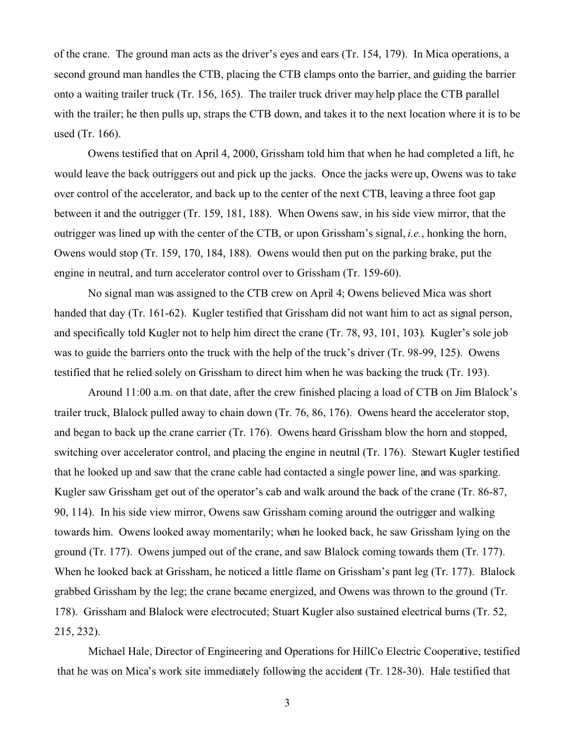of the crane. The ground man acts as the driver's eyes and ears (Tr. 154, 179). In Mica operations, a second ground man handles the CTB, placing the CTB clamps onto the barrier, and guiding the barrier onto a waiting trailer truck (Tr. 156, 165). The trailer truck driver may help place the CTB parallel with the trailer; he then pulls up, straps the CTB down, and takes it to the next location where it is to be used (Tr. 166).

Owens testified that on April 4, 2000, Grissham told him that when he had completed a lift, he would leave the back outriggers out and pick up the jacks. Once the jacks were up, Owens was to take over control of the accelerator, and back up to the center of the next CTB, leaving a three foot gap between it and the outrigger (Tr. 159, 181, 188). When Owens saw, in his side view mirror, that the outrigger was lined up with the center of the CTB, or upon Grissham's signal, *i.e.*, honking the horn, Owens would stop (Tr. 159, 170, 184, 188). Owens would then put on the parking brake, put the engine in neutral, and turn accelerator control over to Grissham (Tr. 159-60).

No signal man was assigned to the CTB crew on April 4; Owens believed Mica was short handed that day (Tr. 161-62). Kugler testified that Grissham did not want him to act as signal person, and specifically told Kugler not to help him direct the crane (Tr. 78, 93, 101, 103). Kugler's sole job was to guide the barriers onto the truck with the help of the truck's driver (Tr. 98-99, 125). Owens testified that he relied solely on Grissham to direct him when he was backing the truck (Tr. 193).

Around 11:00 a.m. on that date, after the crew finished placing a load of CTB on Jim Blalock's trailer truck, Blalock pulled away to chain down (Tr. 76, 86, 176). Owens heard the accelerator stop, and began to back up the crane carrier (Tr. 176). Owens heard Grissham blow the horn and stopped, switching over accelerator control, and placing the engine in neutral (Tr. 176). Stewart Kugler testified that he looked up and saw that the crane cable had contacted a single power line, and was sparking. Kugler saw Grissham get out of the operator's cab and walk around the back of the crane (Tr. 86-87, 90, 114). In his side view mirror, Owens saw Grissham coming around the outrigger and walking towards him. Owens looked away momentarily; when he looked back, he saw Grissham lying on the ground (Tr. 177). Owens jumped out of the crane, and saw Blalock coming towards them (Tr. 177). When he looked back at Grissham, he noticed a little flame on Grissham's pant leg (Tr. 177). Blalock grabbed Grissham by the leg; the crane became energized, and Owens was thrown to the ground (Tr. 178). Grissham and Blalock were electrocuted; Stuart Kugler also sustained electrical burns (Tr. 52, 215, 232).

Michael Hale, Director of Engineering and Operations for HillCo Electric Cooperative, testified that he was on Mica's work site immediately following the accident (Tr. 128-30). Hale testified that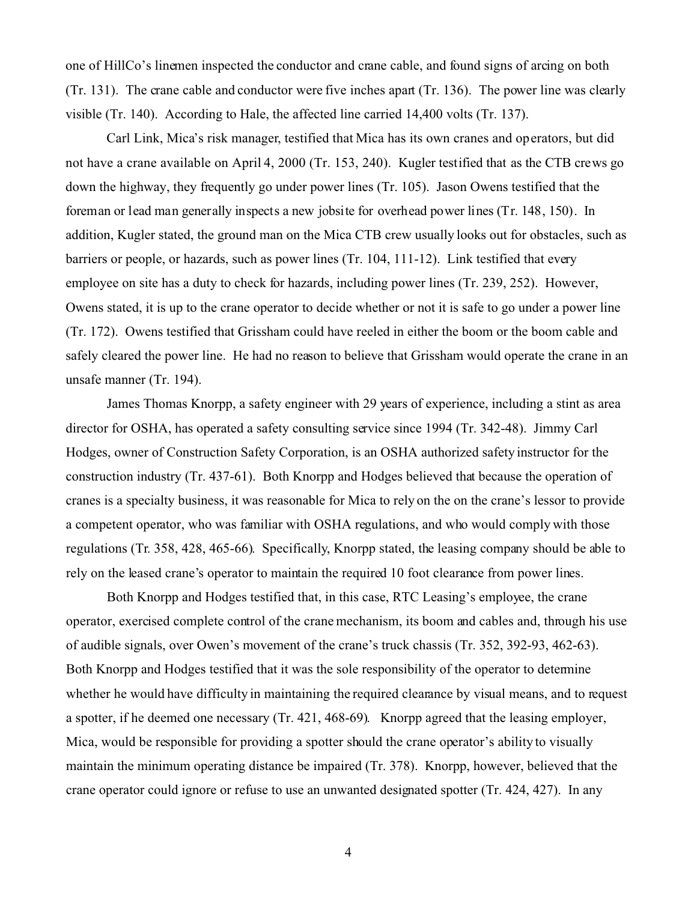one of HillCo's linemen inspected the conductor and crane cable, and found signs of arcing on both (Tr. 131). The crane cable and conductor were five inches apart (Tr. 136). The power line was clearly visible (Tr. 140). According to Hale, the affected line carried 14,400 volts (Tr. 137).

Carl Link, Mica's risk manager, testified that Mica has its own cranes and operators, but did not have a crane available on April 4, 2000 (Tr. 153, 240). Kugler testified that as the CTB crews go down the highway, they frequently go under power lines (Tr. 105). Jason Owens testified that the foreman or lead man generally inspects a new jobsite for overhead power lines (Tr. 148, 150). In addition, Kugler stated, the ground man on the Mica CTB crew usually looks out for obstacles, such as barriers or people, or hazards, such as power lines (Tr. 104, 111-12). Link testified that every employee on site has a duty to check for hazards, including power lines (Tr. 239, 252). However, Owens stated, it is up to the crane operator to decide whether or not it is safe to go under a power line (Tr. 172). Owens testified that Grissham could have reeled in either the boom or the boom cable and safely cleared the power line. He had no reason to believe that Grissham would operate the crane in an unsafe manner (Tr. 194).

James Thomas Knorpp, a safety engineer with 29 years of experience, including a stint as area director for OSHA, has operated a safety consulting service since 1994 (Tr. 342-48). Jimmy Carl Hodges, owner of Construction Safety Corporation, is an OSHA authorized safety instructor for the construction industry (Tr. 437-61). Both Knorpp and Hodges believed that because the operation of cranes is a specialty business, it was reasonable for Mica to rely on the on the crane's lessor to provide a competent operator, who was familiar with OSHA regulations, and who would comply with those regulations (Tr. 358, 428, 465-66). Specifically, Knorpp stated, the leasing company should be able to rely on the leased crane's operator to maintain the required 10 foot clearance from power lines.

Both Knorpp and Hodges testified that, in this case, RTC Leasing's employee, the crane operator, exercised complete control of the crane mechanism, its boom and cables and, through his use of audible signals, over Owen's movement of the crane's truck chassis (Tr. 352, 392-93, 462-63). Both Knorpp and Hodges testified that it was the sole responsibility of the operator to determine whether he would have difficulty in maintaining the required clearance by visual means, and to request a spotter, if he deemed one necessary (Tr. 421, 468-69). Knorpp agreed that the leasing employer, Mica, would be responsible for providing a spotter should the crane operator's ability to visually maintain the minimum operating distance be impaired (Tr. 378). Knorpp, however, believed that the crane operator could ignore or refuse to use an unwanted designated spotter (Tr. 424, 427). In any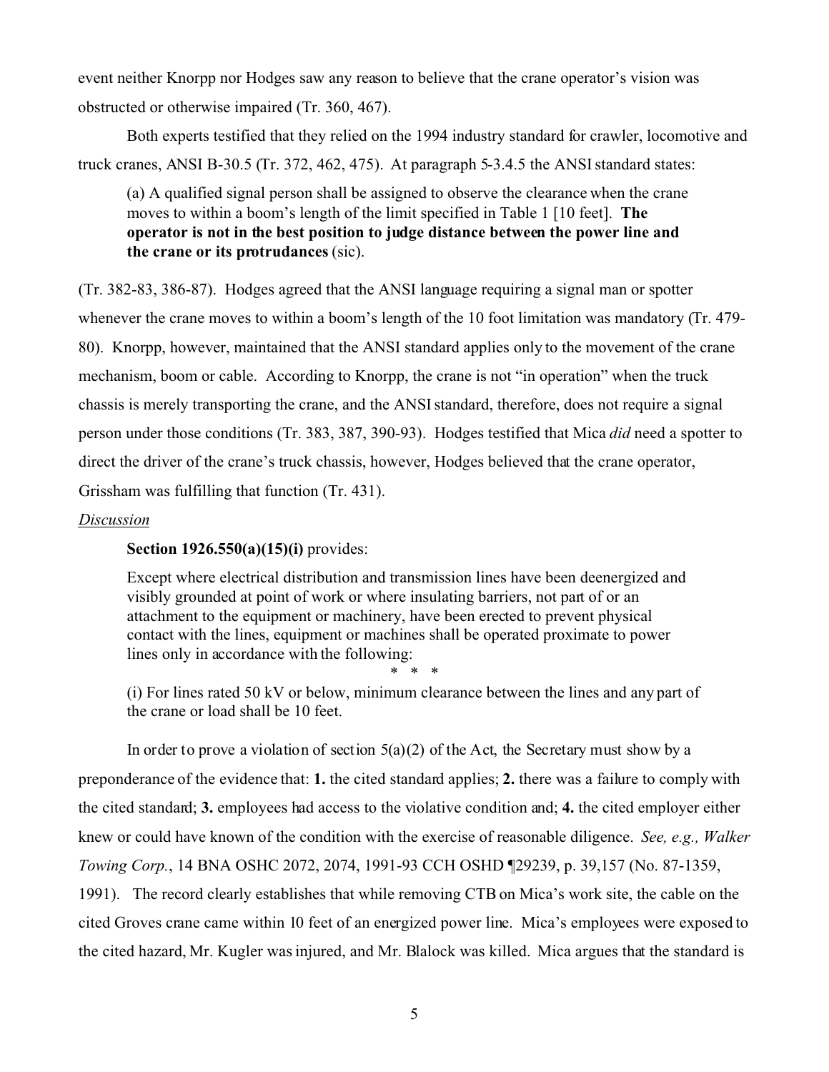event neither Knorpp nor Hodges saw any reason to believe that the crane operator's vision was obstructed or otherwise impaired (Tr. 360, 467).

Both experts testified that they relied on the 1994 industry standard for crawler, locomotive and truck cranes, ANSI B-30.5 (Tr. 372, 462, 475). At paragraph 5-3.4.5 the ANSI standard states:

> (a) A qualified signal person shall be assigned to observe the clearance when the crane moves to within a boom's length of the limit specified in Table 1 [10 feet]. **The operator is not in the best position to judge distance between the power line and the crane or its protrudances** (sic).

(Tr. 382-83, 386-87). Hodges agreed that the ANSI language requiring a signal man or spotter whenever the crane moves to within a boom's length of the 10 foot limitation was mandatory (Tr. 479-80). Knorpp, however, maintained that the ANSI standard applies only to the movement of the crane mechanism, boom or cable. According to Knorpp, the crane is not "in operation" when the truck chassis is merely transporting the crane, and the ANSI standard, therefore, does not require a signal person under those conditions (Tr. 383, 387, 390-93). Hodges testified that Mica *did* need a spotter to direct the driver of the crane's truck chassis, however, Hodges believed that the crane operator, Grissham was fulfilling that function (Tr. 431).

*Discussion*

**Section 1926.550(a)(15)(i)** provides:

> Except where electrical distribution and transmission lines have been deenergized and visibly grounded at point of work or where insulating barriers, not part of or an attachment to the equipment or machinery, have been erected to prevent physical contact with the lines, equipment or machines shall be operated proximate to power lines only in accordance with the following:
>
> \* \* \*
>
> (i) For lines rated 50 kV or below, minimum clearance between the lines and any part of the crane or load shall be 10 feet.

In order to prove a violation of section 5(a)(2) of the Act, the Secretary must show by a preponderance of the evidence that: **1.** the cited standard applies; **2.** there was a failure to comply with the cited standard; **3.** employees had access to the violative condition and; **4.** the cited employer either knew or could have known of the condition with the exercise of reasonable diligence. *See, e.g., Walker Towing Corp.*, 14 BNA OSHC 2072, 2074, 1991-93 CCH OSHD ¶29239, p. 39,157 (No. 87-1359, 1991). The record clearly establishes that while removing CTB on Mica's work site, the cable on the cited Groves crane came within 10 feet of an energized power line. Mica's employees were exposed to the cited hazard, Mr. Kugler was injured, and Mr. Blalock was killed. Mica argues that the standard is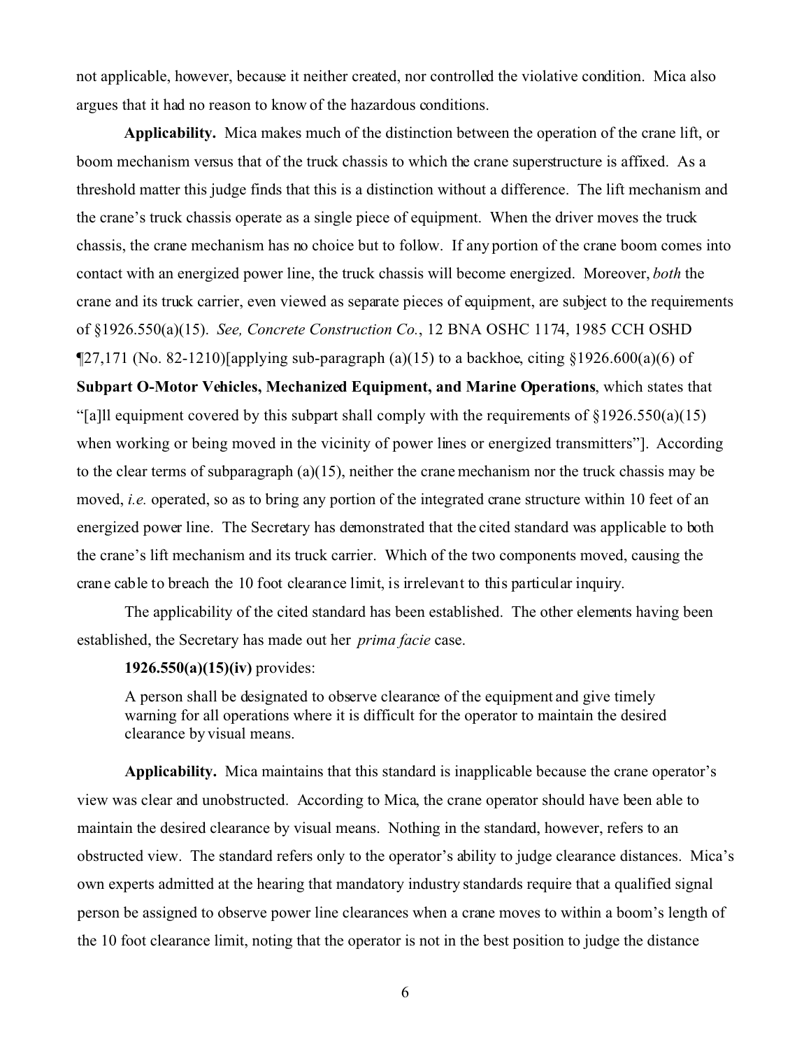not applicable, however, because it neither created, nor controlled the violative condition. Mica also argues that it had no reason to know of the hazardous conditions.

**Applicability.** Mica makes much of the distinction between the operation of the crane lift, or boom mechanism versus that of the truck chassis to which the crane superstructure is affixed. As a threshold matter this judge finds that this is a distinction without a difference. The lift mechanism and the crane's truck chassis operate as a single piece of equipment. When the driver moves the truck chassis, the crane mechanism has no choice but to follow. If any portion of the crane boom comes into contact with an energized power line, the truck chassis will become energized. Moreover, *both* the crane and its truck carrier, even viewed as separate pieces of equipment, are subject to the requirements of §1926.550(a)(15). *See, Concrete Construction Co.*, 12 BNA OSHC 1174, 1985 CCH OSHD ¶27,171 (No. 82-1210)[applying sub-paragraph (a)(15) to a backhoe, citing §1926.600(a)(6) of **Subpart O-Motor Vehicles, Mechanized Equipment, and Marine Operations**, which states that "[a]ll equipment covered by this subpart shall comply with the requirements of §1926.550(a)(15) when working or being moved in the vicinity of power lines or energized transmitters"]. According to the clear terms of subparagraph (a)(15), neither the crane mechanism nor the truck chassis may be moved, *i.e.* operated, so as to bring any portion of the integrated crane structure within 10 feet of an energized power line. The Secretary has demonstrated that the cited standard was applicable to both the crane's lift mechanism and its truck carrier. Which of the two components moved, causing the crane cable to breach the 10 foot clearance limit, is irrelevant to this particular inquiry.

The applicability of the cited standard has been established. The other elements having been established, the Secretary has made out her *prima facie* case.

**1926.550(a)(15)(iv)** provides:

> A person shall be designated to observe clearance of the equipment and give timely warning for all operations where it is difficult for the operator to maintain the desired clearance by visual means.

**Applicability.** Mica maintains that this standard is inapplicable because the crane operator's view was clear and unobstructed. According to Mica, the crane operator should have been able to maintain the desired clearance by visual means. Nothing in the standard, however, refers to an obstructed view. The standard refers only to the operator's ability to judge clearance distances. Mica's own experts admitted at the hearing that mandatory industry standards require that a qualified signal person be assigned to observe power line clearances when a crane moves to within a boom's length of the 10 foot clearance limit, noting that the operator is not in the best position to judge the distance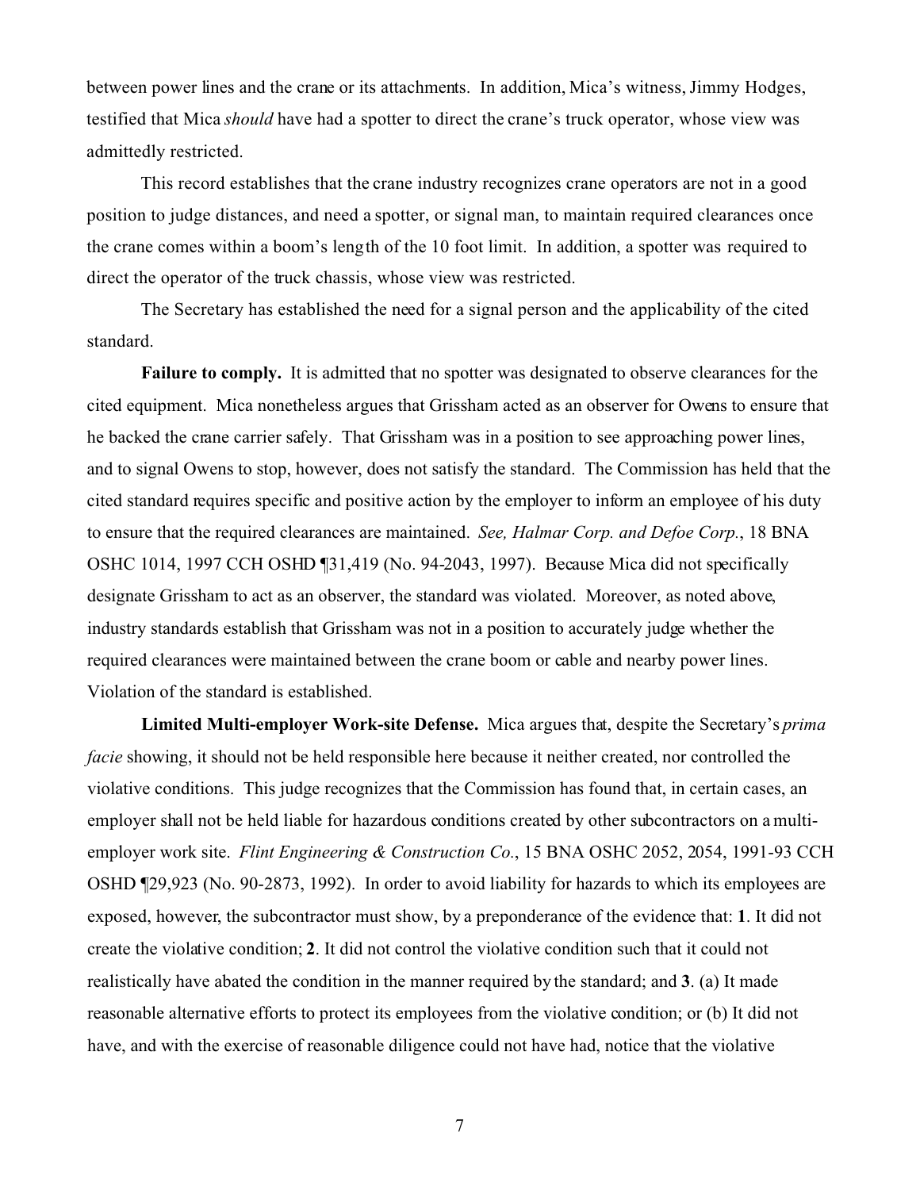between power lines and the crane or its attachments. In addition, Mica's witness, Jimmy Hodges, testified that Mica *should* have had a spotter to direct the crane's truck operator, whose view was admittedly restricted.

This record establishes that the crane industry recognizes crane operators are not in a good position to judge distances, and need a spotter, or signal man, to maintain required clearances once the crane comes within a boom's length of the 10 foot limit. In addition, a spotter was required to direct the operator of the truck chassis, whose view was restricted.

The Secretary has established the need for a signal person and the applicability of the cited standard.

**Failure to comply.** It is admitted that no spotter was designated to observe clearances for the cited equipment. Mica nonetheless argues that Grissham acted as an observer for Owens to ensure that he backed the crane carrier safely. That Grissham was in a position to see approaching power lines, and to signal Owens to stop, however, does not satisfy the standard. The Commission has held that the cited standard requires specific and positive action by the employer to inform an employee of his duty to ensure that the required clearances are maintained. *See, Halmar Corp. and Defoe Corp.*, 18 BNA OSHC 1014, 1997 CCH OSHD ¶31,419 (No. 94-2043, 1997). Because Mica did not specifically designate Grissham to act as an observer, the standard was violated. Moreover, as noted above, industry standards establish that Grissham was not in a position to accurately judge whether the required clearances were maintained between the crane boom or cable and nearby power lines. Violation of the standard is established.

**Limited Multi-employer Work-site Defense.** Mica argues that, despite the Secretary's *prima facie* showing, it should not be held responsible here because it neither created, nor controlled the violative conditions. This judge recognizes that the Commission has found that, in certain cases, an employer shall not be held liable for hazardous conditions created by other subcontractors on a multi-employer work site. *Flint Engineering & Construction Co.*, 15 BNA OSHC 2052, 2054, 1991-93 CCH OSHD ¶29,923 (No. 90-2873, 1992). In order to avoid liability for hazards to which its employees are exposed, however, the subcontractor must show, by a preponderance of the evidence that: **1**. It did not create the violative condition; **2**. It did not control the violative condition such that it could not realistically have abated the condition in the manner required by the standard; and **3**. (a) It made reasonable alternative efforts to protect its employees from the violative condition; or (b) It did not have, and with the exercise of reasonable diligence could not have had, notice that the violative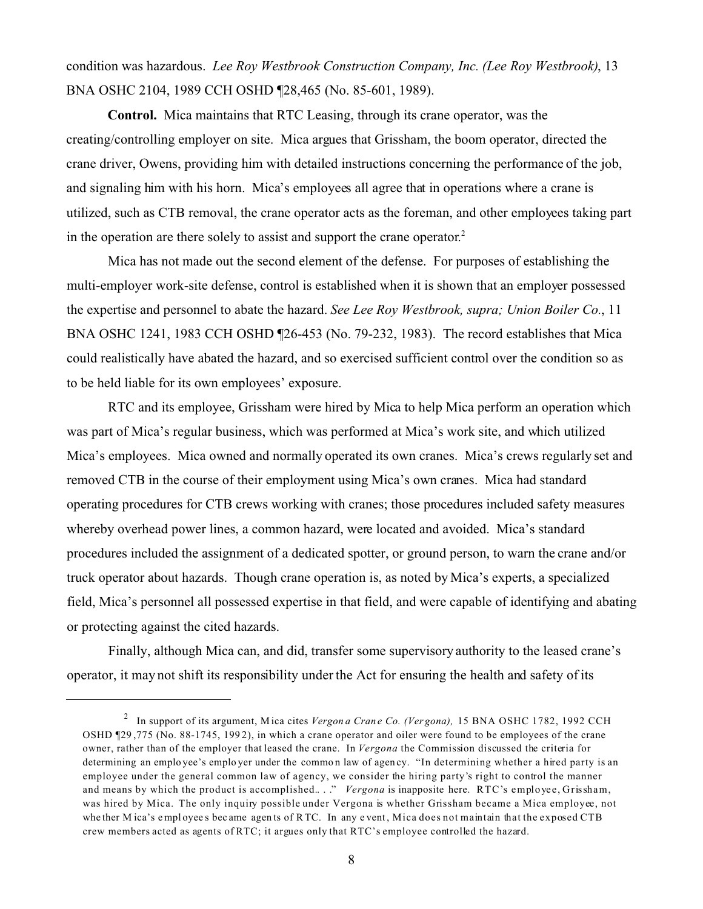condition was hazardous. *Lee Roy Westbrook Construction Company, Inc. (Lee Roy Westbrook)*, 13 BNA OSHC 2104, 1989 CCH OSHD ¶28,465 (No. 85-601, 1989).

**Control.** Mica maintains that RTC Leasing, through its crane operator, was the creating/controlling employer on site. Mica argues that Grissham, the boom operator, directed the crane driver, Owens, providing him with detailed instructions concerning the performance of the job, and signaling him with his horn. Mica's employees all agree that in operations where a crane is utilized, such as CTB removal, the crane operator acts as the foreman, and other employees taking part in the operation are there solely to assist and support the crane operator.[2]

Mica has not made out the second element of the defense. For purposes of establishing the multi-employer work-site defense, control is established when it is shown that an employer possessed the expertise and personnel to abate the hazard. *See Lee Roy Westbrook, supra; Union Boiler Co.*, 11 BNA OSHC 1241, 1983 CCH OSHD ¶26-453 (No. 79-232, 1983). The record establishes that Mica could realistically have abated the hazard, and so exercised sufficient control over the condition so as to be held liable for its own employees' exposure.

RTC and its employee, Grissham were hired by Mica to help Mica perform an operation which was part of Mica's regular business, which was performed at Mica's work site, and which utilized Mica's employees. Mica owned and normally operated its own cranes. Mica's crews regularly set and removed CTB in the course of their employment using Mica's own cranes. Mica had standard operating procedures for CTB crews working with cranes; those procedures included safety measures whereby overhead power lines, a common hazard, were located and avoided. Mica's standard procedures included the assignment of a dedicated spotter, or ground person, to warn the crane and/or truck operator about hazards. Though crane operation is, as noted by Mica's experts, a specialized field, Mica's personnel all possessed expertise in that field, and were capable of identifying and abating or protecting against the cited hazards.

Finally, although Mica can, and did, transfer some supervisory authority to the leased crane's operator, it may not shift its responsibility under the Act for ensuring the health and safety of its

---

[2] In support of its argument, Mica cites *Vergona Crane Co. (Vergona),* 15 BNA OSHC 1782, 1992 CCH OSHD ¶29,775 (No. 88-1745, 1992), in which a crane operator and oiler were found to be employees of the crane owner, rather than of the employer that leased the crane. In *Vergona* the Commission discussed the criteria for determining an employee's employer under the common law of agency. "In determining whether a hired party is an employee under the general common law of agency, we consider the hiring party's right to control the manner and means by which the product is accomplished.. . ." *Vergona* is inapposite here. RTC's employee, Grissham, was hired by Mica. The only inquiry possible under Vergona is whether Grissham became a Mica employee, not whether Mica's employees became agents of RTC. In any event, Mica does not maintain that the exposed CTB crew members acted as agents of RTC; it argues only that RTC's employee controlled the hazard.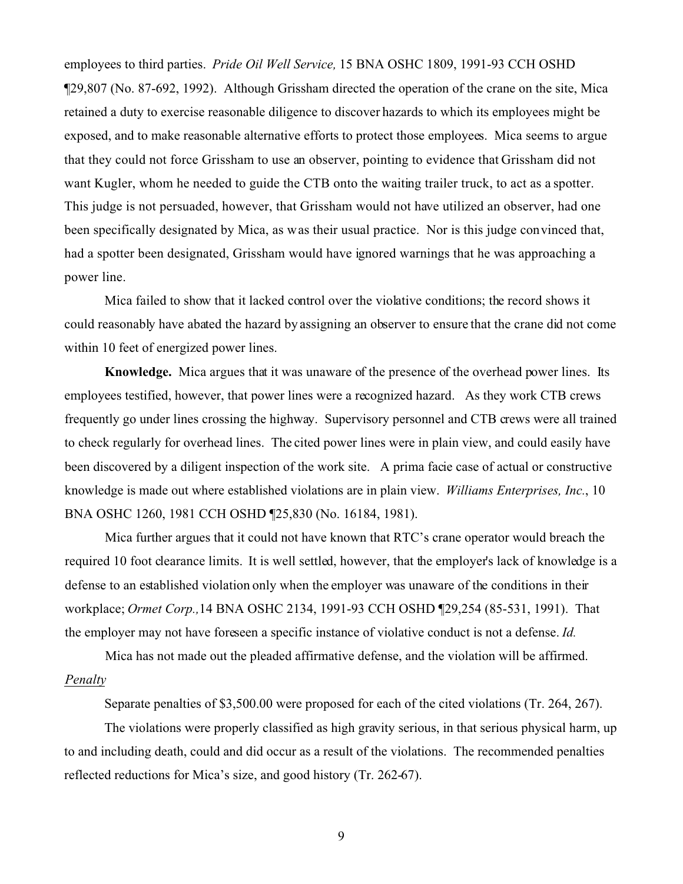employees to third parties. *Pride Oil Well Service,* 15 BNA OSHC 1809, 1991-93 CCH OSHD ¶29,807 (No. 87-692, 1992). Although Grissham directed the operation of the crane on the site, Mica retained a duty to exercise reasonable diligence to discover hazards to which its employees might be exposed, and to make reasonable alternative efforts to protect those employees. Mica seems to argue that they could not force Grissham to use an observer, pointing to evidence that Grissham did not want Kugler, whom he needed to guide the CTB onto the waiting trailer truck, to act as a spotter. This judge is not persuaded, however, that Grissham would not have utilized an observer, had one been specifically designated by Mica, as was their usual practice. Nor is this judge convinced that, had a spotter been designated, Grissham would have ignored warnings that he was approaching a power line.

Mica failed to show that it lacked control over the violative conditions; the record shows it could reasonably have abated the hazard by assigning an observer to ensure that the crane did not come within 10 feet of energized power lines.

**Knowledge.** Mica argues that it was unaware of the presence of the overhead power lines. Its employees testified, however, that power lines were a recognized hazard. As they work CTB crews frequently go under lines crossing the highway. Supervisory personnel and CTB crews were all trained to check regularly for overhead lines. The cited power lines were in plain view, and could easily have been discovered by a diligent inspection of the work site. A prima facie case of actual or constructive knowledge is made out where established violations are in plain view. *Williams Enterprises, Inc.*, 10 BNA OSHC 1260, 1981 CCH OSHD ¶25,830 (No. 16184, 1981).

Mica further argues that it could not have known that RTC's crane operator would breach the required 10 foot clearance limits. It is well settled, however, that the employer's lack of knowledge is a defense to an established violation only when the employer was unaware of the conditions in their workplace; *Ormet Corp.,* 14 BNA OSHC 2134, 1991-93 CCH OSHD ¶29,254 (85-531, 1991). That the employer may not have foreseen a specific instance of violative conduct is not a defense. *Id.*

Mica has not made out the pleaded affirmative defense, and the violation will be affirmed.

*Penalty*

Separate penalties of $3,500.00 were proposed for each of the cited violations (Tr. 264, 267).

The violations were properly classified as high gravity serious, in that serious physical harm, up to and including death, could and did occur as a result of the violations. The recommended penalties reflected reductions for Mica's size, and good history (Tr. 262-67).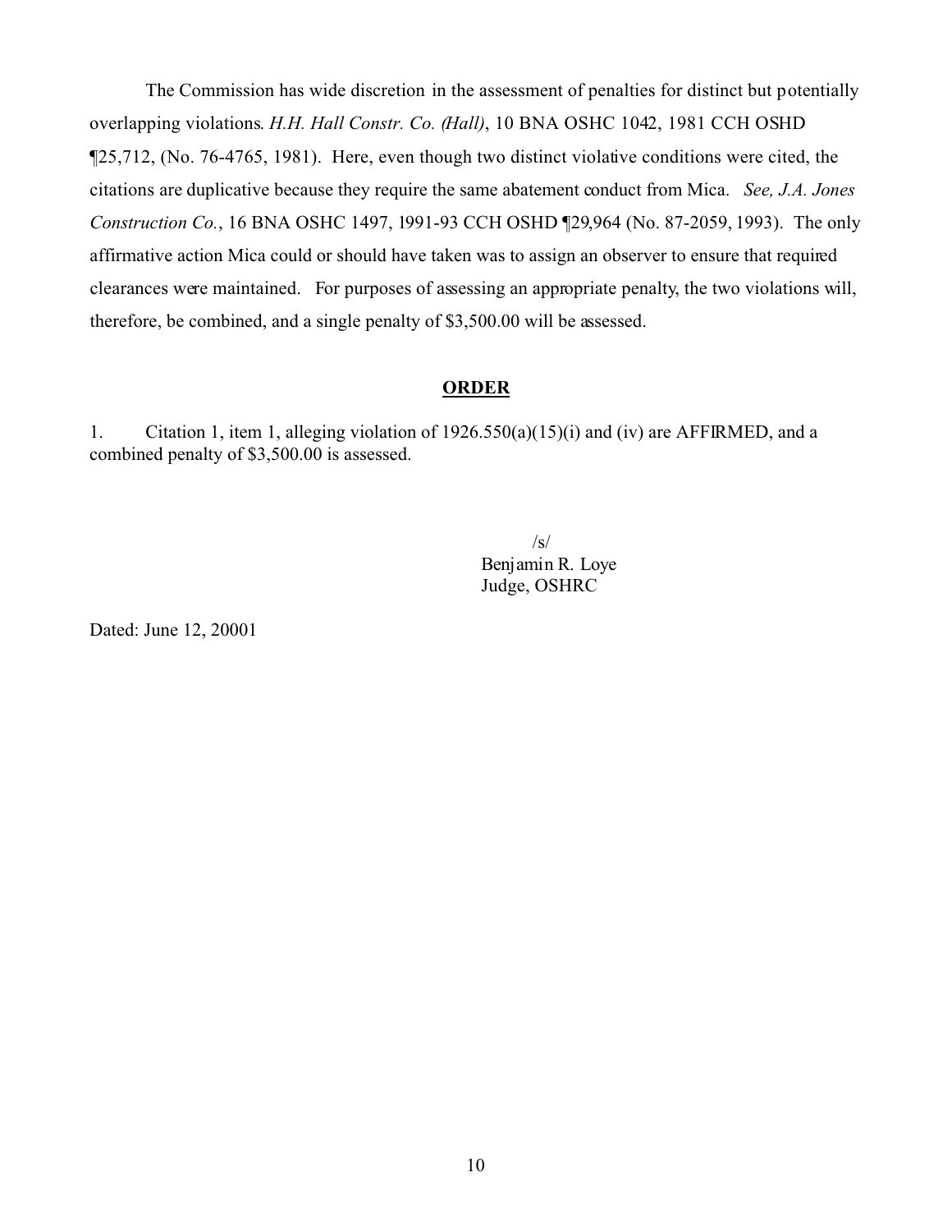The Commission has wide discretion in the assessment of penalties for distinct but potentially overlapping violations. *H.H. Hall Constr. Co. (Hall)*, 10 BNA OSHC 1042, 1981 CCH OSHD ¶25,712, (No. 76-4765, 1981). Here, even though two distinct violative conditions were cited, the citations are duplicative because they require the same abatement conduct from Mica. *See, J.A. Jones Construction Co.*, 16 BNA OSHC 1497, 1991-93 CCH OSHD ¶29,964 (No. 87-2059, 1993). The only affirmative action Mica could or should have taken was to assign an observer to ensure that required clearances were maintained. For purposes of assessing an appropriate penalty, the two violations will, therefore, be combined, and a single penalty of $3,500.00 will be assessed.

## **ORDER**

1. Citation 1, item 1, alleging violation of 1926.550(a)(15)(i) and (iv) are AFFIRMED, and a combined penalty of $3,500.00 is assessed.

/s/
Benjamin R. Loye
Judge, OSHRC

Dated: June 12, 20001